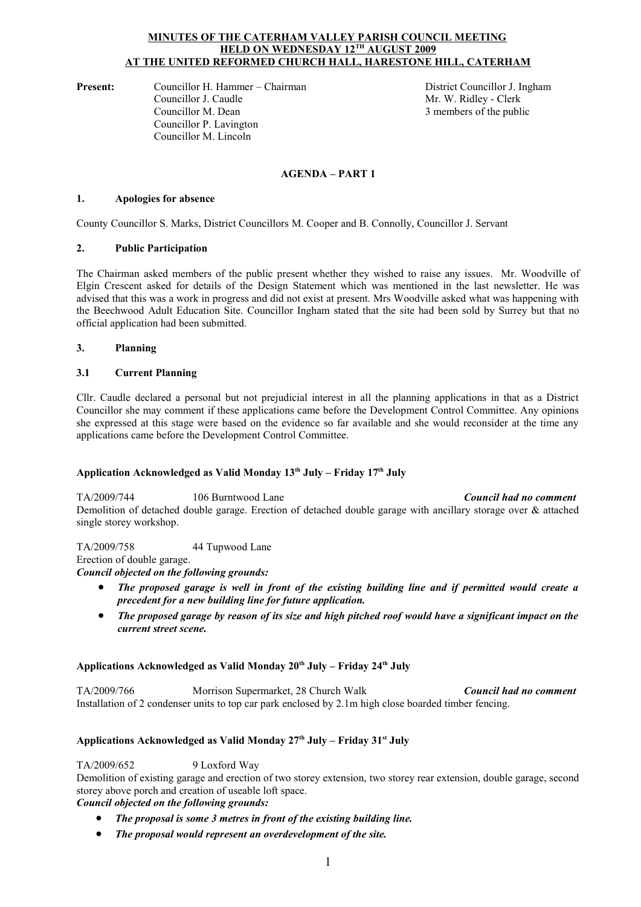# MINUTES OF THE CATERHAM VALLEY PARISH COUNCIL MEETING HELD ON WEDNESDAY 12TH AUGUST 2009 AT THE UNITED REFORMED CHURCH HALL, HARESTONE HILL, CATERHAM

**Present:**

Councillor H. Hammer – Chairman
Councillor J. Caudle
Councillor M. Dean
Councillor P. Lavington
Councillor M. Lincoln

District Councillor J. Ingham
Mr. W. Ridley - Clerk
3 members of the public

## AGENDA – PART 1

### 1. Apologies for absence

County Councillor S. Marks, District Councillors M. Cooper and B. Connolly, Councillor J. Servant

### 2. Public Participation

The Chairman asked members of the public present whether they wished to raise any issues. Mr. Woodville of Elgin Crescent asked for details of the Design Statement which was mentioned in the last newsletter. He was advised that this was a work in progress and did not exist at present. Mrs Woodville asked what was happening with the Beechwood Adult Education Site. Councillor Ingham stated that the site had been sold by Surrey but that no official application had been submitted.

### 3. Planning

### 3.1 Current Planning

Cllr. Caudle declared a personal but not prejudicial interest in all the planning applications in that as a District Councillor she may comment if these applications came before the Development Control Committee. Any opinions she expressed at this stage were based on the evidence so far available and she would reconsider at the time any applications came before the Development Control Committee.

#### Application Acknowledged as Valid Monday 13th July – Friday 17th July

TA/2009/744 106 Burntwood Lane ***Council had no comment***
Demolition of detached double garage. Erection of detached double garage with ancillary storage over & attached single storey workshop.

TA/2009/758 44 Tupwood Lane
Erection of double garage.
***Council objected on the following grounds:***

- ***The proposed garage is well in front of the existing building line and if permitted would create a precedent for a new building line for future application.***
- ***The proposed garage by reason of its size and high pitched roof would have a significant impact on the current street scene.***

#### Applications Acknowledged as Valid Monday 20th July – Friday 24th July

TA/2009/766 Morrison Supermarket, 28 Church Walk ***Council had no comment***
Installation of 2 condenser units to top car park enclosed by 2.1m high close boarded timber fencing.

#### Applications Acknowledged as Valid Monday 27th July – Friday 31st July

TA/2009/652 9 Loxford Way
Demolition of existing garage and erection of two storey extension, two storey rear extension, double garage, second storey above porch and creation of useable loft space.
***Council objected on the following grounds:***

- ***The proposal is some 3 metres in front of the existing building line.***
- ***The proposal would represent an overdevelopment of the site.***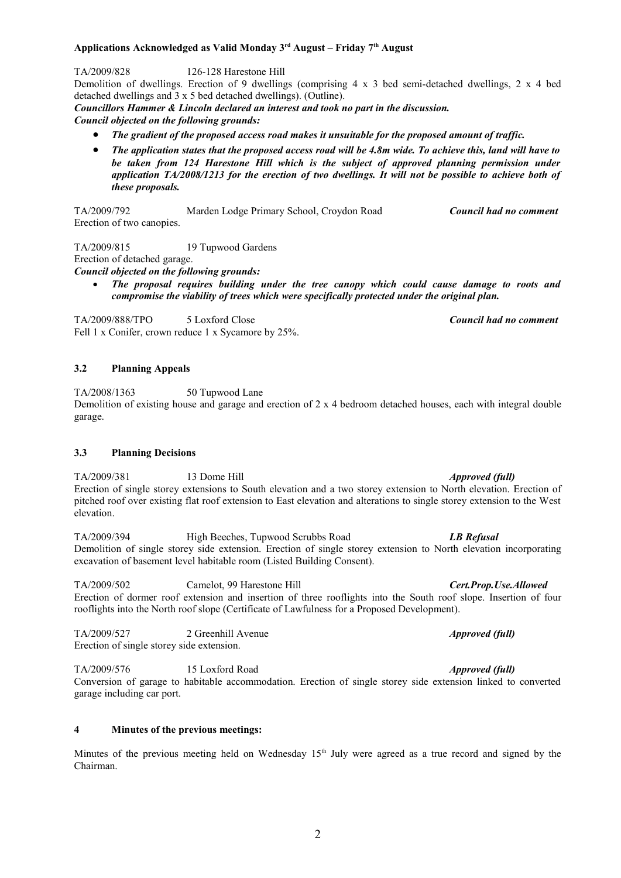**Applications Acknowledged as Valid Monday 3rd August – Friday 7th August**

TA/2009/828 126-128 Harestone Hill

Demolition of dwellings. Erection of 9 dwellings (comprising 4 x 3 bed semi-detached dwellings, 2 x 4 bed detached dwellings and 3 x 5 bed detached dwellings). (Outline).

***Councillors Hammer & Lincoln declared an interest and took no part in the discussion.***

***Council objected on the following grounds:***

- ***The gradient of the proposed access road makes it unsuitable for the proposed amount of traffic.***
- ***The application states that the proposed access road will be 4.8m wide. To achieve this, land will have to be taken from 124 Harestone Hill which is the subject of approved planning permission under application TA/2008/1213 for the erection of two dwellings. It will not be possible to achieve both of these proposals.***

TA/2009/792 Marden Lodge Primary School, Croydon Road ***Council had no comment***

Erection of two canopies.

TA/2009/815 19 Tupwood Gardens

Erection of detached garage.

***Council objected on the following grounds:***

- ***The proposal requires building under the tree canopy which could cause damage to roots and compromise the viability of trees which were specifically protected under the original plan.***

TA/2009/888/TPO 5 Loxford Close ***Council had no comment***

Fell 1 x Conifer, crown reduce 1 x Sycamore by 25%.

### 3.2 Planning Appeals

TA/2008/1363 50 Tupwood Lane

Demolition of existing house and garage and erection of 2 x 4 bedroom detached houses, each with integral double garage.

### 3.3 Planning Decisions

TA/2009/381 13 Dome Hill ***Approved (full)***

Erection of single storey extensions to South elevation and a two storey extension to North elevation. Erection of pitched roof over existing flat roof extension to East elevation and alterations to single storey extension to the West elevation.

TA/2009/394 High Beeches, Tupwood Scrubbs Road ***LB Refusal***

Demolition of single storey side extension. Erection of single storey extension to North elevation incorporating excavation of basement level habitable room (Listed Building Consent).

TA/2009/502 Camelot, 99 Harestone Hill ***Cert.Prop.Use.Allowed***

Erection of dormer roof extension and insertion of three rooflights into the South roof slope. Insertion of four rooflights into the North roof slope (Certificate of Lawfulness for a Proposed Development).

TA/2009/527 2 Greenhill Avenue ***Approved (full)***

Erection of single storey side extension.

TA/2009/576 15 Loxford Road ***Approved (full)***

Conversion of garage to habitable accommodation. Erection of single storey side extension linked to converted garage including car port.

## 4 Minutes of the previous meetings:

Minutes of the previous meeting held on Wednesday 15th July were agreed as a true record and signed by the Chairman.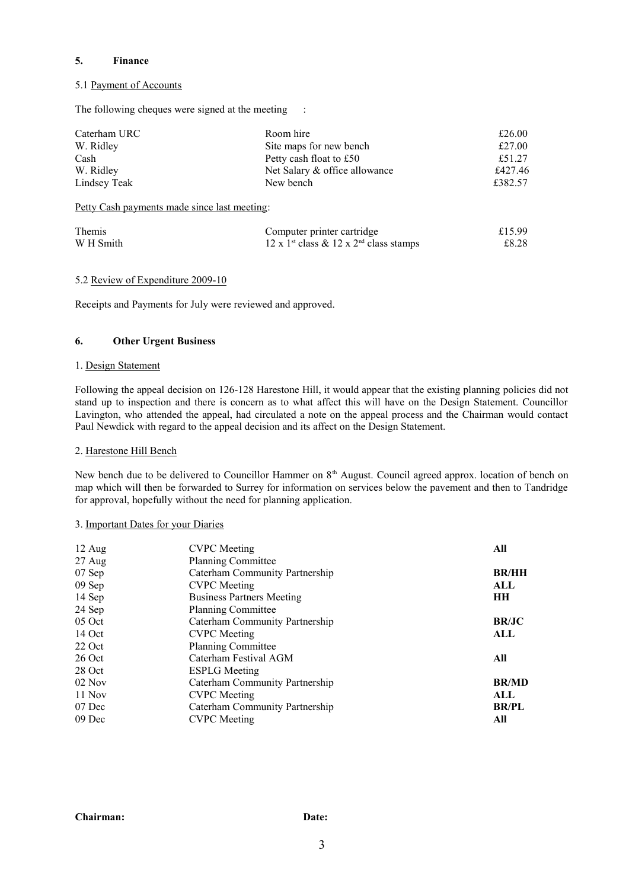## 5. Finance

5.1 Payment of Accounts

The following cheques were signed at the meeting :

| | | |
|---|---|---|
| Caterham URC | Room hire | £26.00 |
| W. Ridley | Site maps for new bench | £27.00 |
| Cash | Petty cash float to £50 | £51.27 |
| W. Ridley | Net Salary & office allowance | £427.46 |
| Lindsey Teak | New bench | £382.57 |

Petty Cash payments made since last meeting:

| | | |
|---|---|---|
| Themis | Computer printer cartridge | £15.99 |
| W H Smith | 12 x 1st class & 12 x 2nd class stamps | £8.28 |

5.2 Review of Expenditure 2009-10

Receipts and Payments for July were reviewed and approved.

## 6. Other Urgent Business

1. Design Statement

Following the appeal decision on 126-128 Harestone Hill, it would appear that the existing planning policies did not stand up to inspection and there is concern as to what affect this will have on the Design Statement. Councillor Lavington, who attended the appeal, had circulated a note on the appeal process and the Chairman would contact Paul Newdick with regard to the appeal decision and its affect on the Design Statement.

2. Harestone Hill Bench

New bench due to be delivered to Councillor Hammer on 8th August. Council agreed approx. location of bench on map which will then be forwarded to Surrey for information on services below the pavement and then to Tandridge for approval, hopefully without the need for planning application.

3. Important Dates for your Diaries

| | | |
|---|---|---|
| 12 Aug | CVPC Meeting | **All** |
| 27 Aug | Planning Committee | |
| 07 Sep | Caterham Community Partnership | **BR/HH** |
| 09 Sep | CVPC Meeting | **ALL** |
| 14 Sep | Business Partners Meeting | **HH** |
| 24 Sep | Planning Committee | |
| 05 Oct | Caterham Community Partnership | **BR/JC** |
| 14 Oct | CVPC Meeting | **ALL** |
| 22 Oct | Planning Committee | |
| 26 Oct | Caterham Festival AGM | **All** |
| 28 Oct | ESPLG Meeting | |
| 02 Nov | Caterham Community Partnership | **BR/MD** |
| 11 Nov | CVPC Meeting | **ALL** |
| 07 Dec | Caterham Community Partnership | **BR/PL** |
| 09 Dec | CVPC Meeting | **All** |

**Chairman:** **Date:**